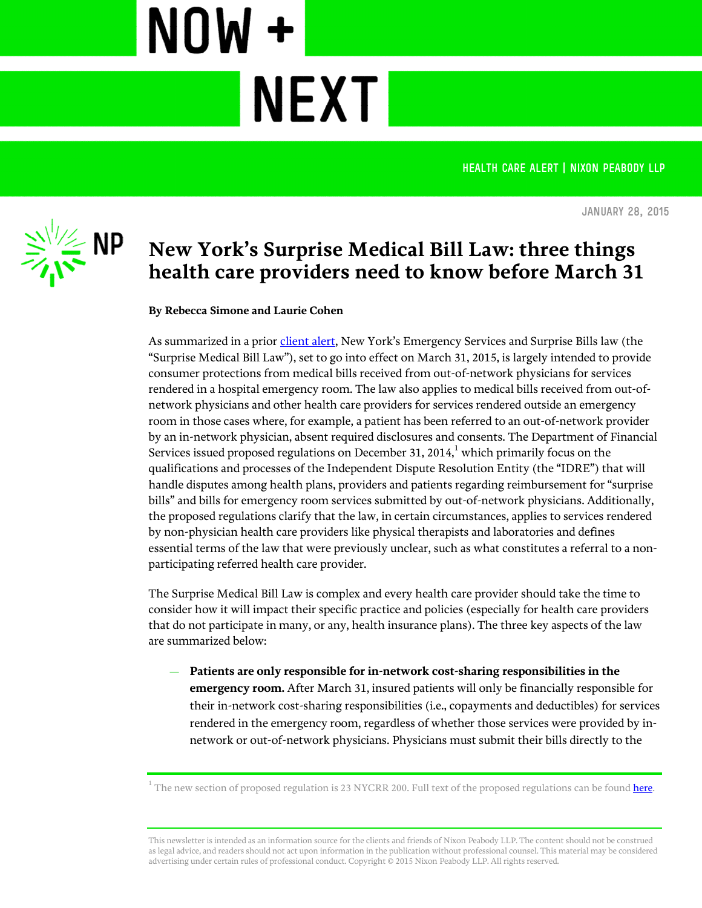NOW + NEXT

HEALTH CARE ALERT | NIXON PEABODY LLP

JANUARY 28, 2015

# New York's Surprise Medical Bill Law: three things health care providers need to know before March 31

**By Rebecca Simone and Laurie Cohen**

As summarized in a prior client alert, New York's Emergency Services and Surprise Bills law (the "Surprise Medical Bill Law"), set to go into effect on March 31, 2015, is largely intended to provide consumer protections from medical bills received from out-of-network physicians for services rendered in a hospital emergency room. The law also applies to medical bills received from out-of-network physicians and other health care providers for services rendered outside an emergency room in those cases where, for example, a patient has been referred to an out-of-network provider by an in-network physician, absent required disclosures and consents. The Department of Financial Services issued proposed regulations on December 31, 2014,[1] which primarily focus on the qualifications and processes of the Independent Dispute Resolution Entity (the "IDRE") that will handle disputes among health plans, providers and patients regarding reimbursement for "surprise bills" and bills for emergency room services submitted by out-of-network physicians. Additionally, the proposed regulations clarify that the law, in certain circumstances, applies to services rendered by non-physician health care providers like physical therapists and laboratories and defines essential terms of the law that were previously unclear, such as what constitutes a referral to a non-participating referred health care provider.

The Surprise Medical Bill Law is complex and every health care provider should take the time to consider how it will impact their specific practice and policies (especially for health care providers that do not participate in many, or any, health insurance plans). The three key aspects of the law are summarized below:

- **Patients are only responsible for in-network cost-sharing responsibilities in the emergency room.** After March 31, insured patients will only be financially responsible for their in-network cost-sharing responsibilities (i.e., copayments and deductibles) for services rendered in the emergency room, regardless of whether those services were provided by in-network or out-of-network physicians. Physicians must submit their bills directly to the

[1] The new section of proposed regulation is 23 NYCRR 200. Full text of the proposed regulations can be found here.

This newsletter is intended as an information source for the clients and friends of Nixon Peabody LLP. The content should not be construed as legal advice, and readers should not act upon information in the publication without professional counsel. This material may be considered advertising under certain rules of professional conduct. Copyright © 2015 Nixon Peabody LLP. All rights reserved.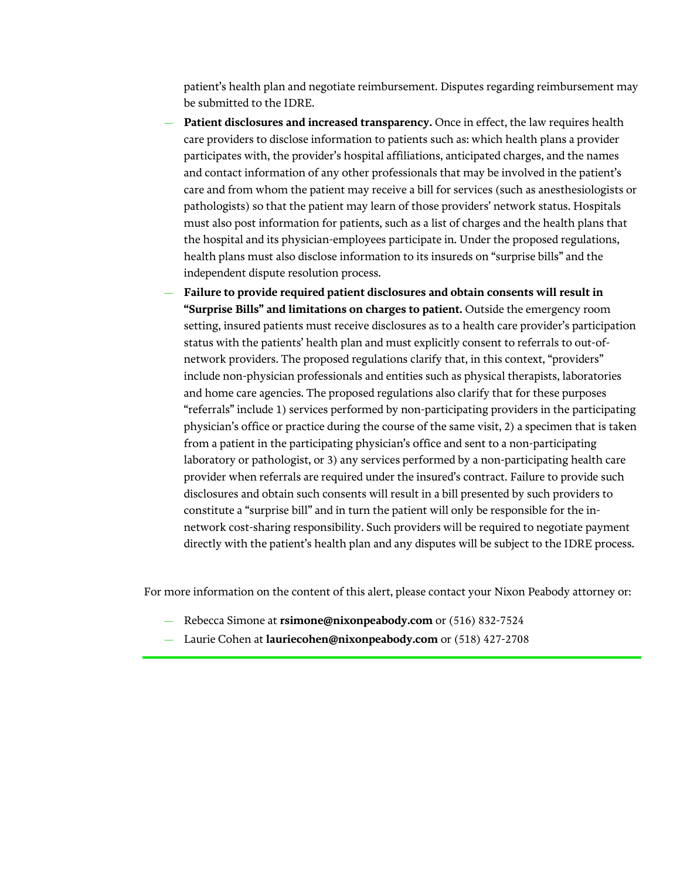patient's health plan and negotiate reimbursement. Disputes regarding reimbursement may be submitted to the IDRE.

- **Patient disclosures and increased transparency.** Once in effect, the law requires health care providers to disclose information to patients such as: which health plans a provider participates with, the provider's hospital affiliations, anticipated charges, and the names and contact information of any other professionals that may be involved in the patient's care and from whom the patient may receive a bill for services (such as anesthesiologists or pathologists) so that the patient may learn of those providers' network status. Hospitals must also post information for patients, such as a list of charges and the health plans that the hospital and its physician-employees participate in. Under the proposed regulations, health plans must also disclose information to its insureds on "surprise bills" and the independent dispute resolution process.
- **Failure to provide required patient disclosures and obtain consents will result in "Surprise Bills" and limitations on charges to patient.** Outside the emergency room setting, insured patients must receive disclosures as to a health care provider's participation status with the patients' health plan and must explicitly consent to referrals to out-of-network providers. The proposed regulations clarify that, in this context, "providers" include non-physician professionals and entities such as physical therapists, laboratories and home care agencies. The proposed regulations also clarify that for these purposes "referrals" include 1) services performed by non-participating providers in the participating physician's office or practice during the course of the same visit, 2) a specimen that is taken from a patient in the participating physician's office and sent to a non-participating laboratory or pathologist, or 3) any services performed by a non-participating health care provider when referrals are required under the insured's contract. Failure to provide such disclosures and obtain such consents will result in a bill presented by such providers to constitute a "surprise bill" and in turn the patient will only be responsible for the in-network cost-sharing responsibility. Such providers will be required to negotiate payment directly with the patient's health plan and any disputes will be subject to the IDRE process.

For more information on the content of this alert, please contact your Nixon Peabody attorney or:

- Rebecca Simone at **rsimone@nixonpeabody.com** or (516) 832-7524
- Laurie Cohen at **lauriecohen@nixonpeabody.com** or (518) 427-2708